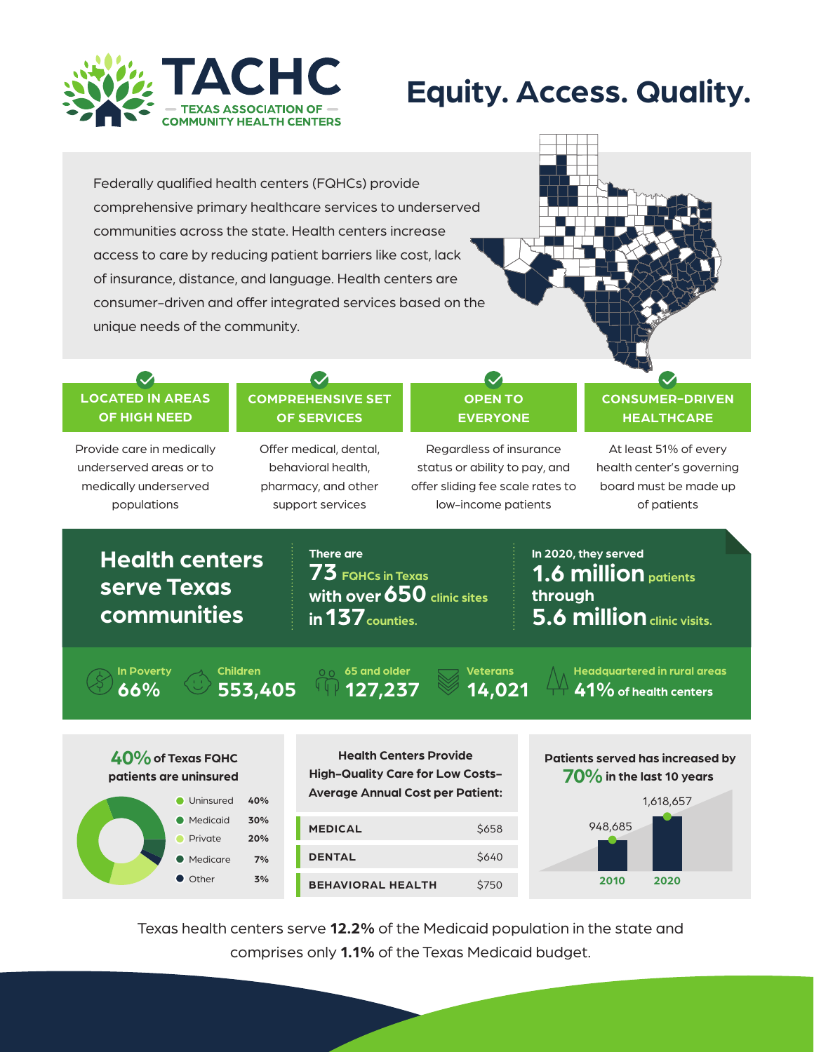# TACHC

TEXAS ASSOCIATION OF COMMUNITY HEALTH CENTERS

# Equity. Access. Quality.

Federally qualified health centers (FQHCs) provide comprehensive primary healthcare services to underserved communities across the state. Health centers increase access to care by reducing patient barriers like cost, lack of insurance, distance, and language. Health centers are consumer-driven and offer integrated services based on the unique needs of the community.

### LOCATED IN AREAS OF HIGH NEED

Provide care in medically underserved areas or to medically underserved populations

### COMPREHENSIVE SET OF SERVICES

Offer medical, dental, behavioral health, pharmacy, and other support services

### OPEN TO EVERYONE

Regardless of insurance status or ability to pay, and offer sliding fee scale rates to low-income patients

### CONSUMER-DRIVEN HEALTHCARE

At least 51% of every health center's governing board must be made up of patients

## Health centers serve Texas communities

There are **73** FQHCs in Texas with over **650** clinic sites in **137** counties.

In 2020, they served **1.6 million** patients through **5.6 million** clinic visits.

- In Poverty: **66%**
- Children: **553,405**
- 65 and older: **127,237**
- Veterans: **14,021**
- Headquartered in rural areas: **41%** of health centers

**40%** of Texas FQHC patients are uninsured

| Coverage | Percent |
|---|---|
| Uninsured | 40% |
| Medicaid | 30% |
| Private | 20% |
| Medicare | 7% |
| Other | 3% |

**Health Centers Provide High-Quality Care for Low Costs- Average Annual Cost per Patient:**

| Service | Cost |
|---|---|
| MEDICAL | $658 |
| DENTAL | $640 |
| BEHAVIORAL HEALTH | $750 |

**Patients served has increased by 70% in the last 10 years**

| Year | Patients |
|---|---|
| 2010 | 948,685 |
| 2020 | 1,618,657 |

Texas health centers serve **12.2%** of the Medicaid population in the state and comprises only **1.1%** of the Texas Medicaid budget.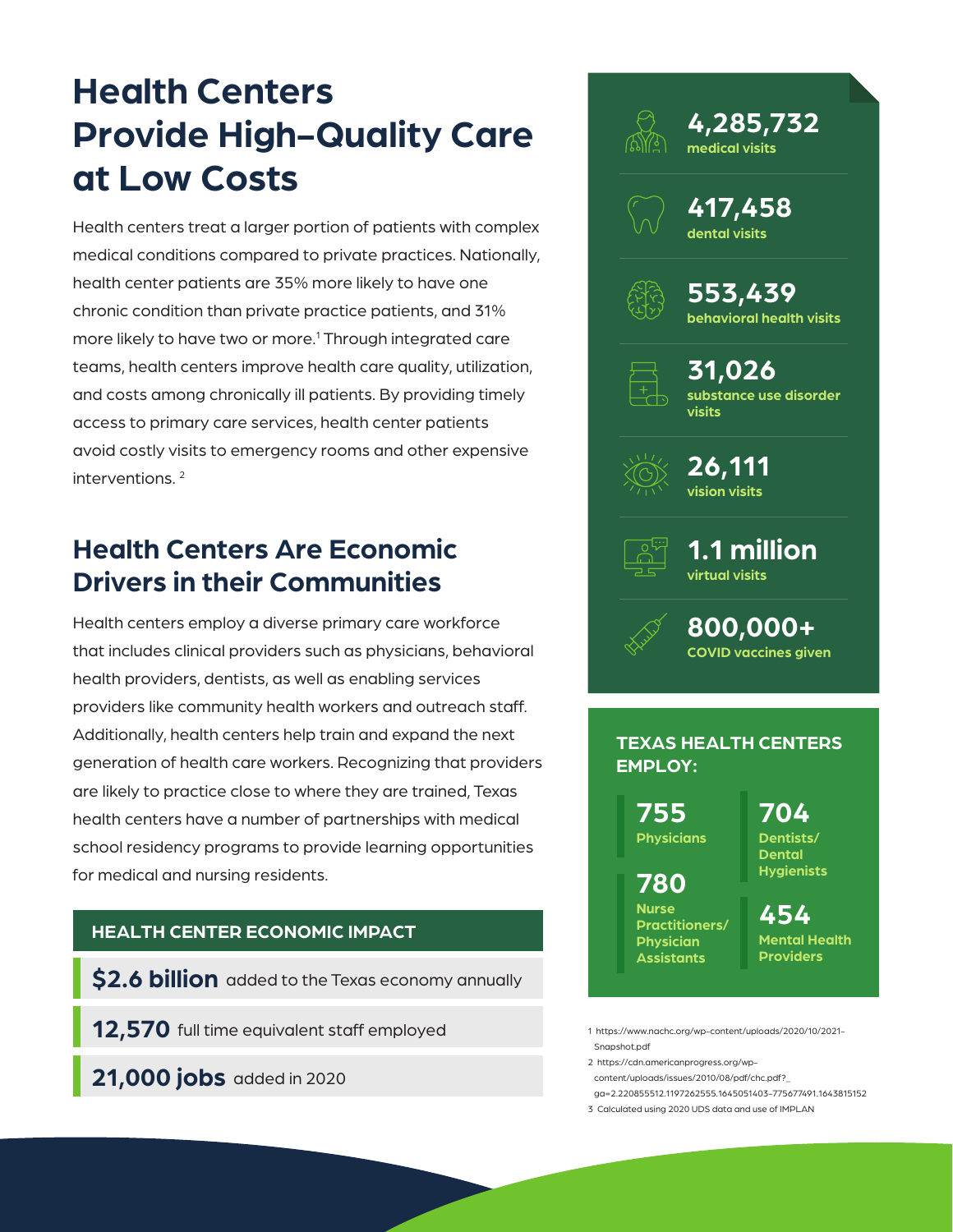# Health Centers Provide High-Quality Care at Low Costs

Health centers treat a larger portion of patients with complex medical conditions compared to private practices. Nationally, health center patients are 35% more likely to have one chronic condition than private practice patients, and 31% more likely to have two or more.[1] Through integrated care teams, health centers improve health care quality, utilization, and costs among chronically ill patients. By providing timely access to primary care services, health center patients avoid costly visits to emergency rooms and other expensive interventions.[2]

## Health Centers Are Economic Drivers in their Communities

Health centers employ a diverse primary care workforce that includes clinical providers such as physicians, behavioral health providers, dentists, as well as enabling services providers like community health workers and outreach staff. Additionally, health centers help train and expand the next generation of health care workers. Recognizing that providers are likely to practice close to where they are trained, Texas health centers have a number of partnerships with medical school residency programs to provide learning opportunities for medical and nursing residents.

### HEALTH CENTER ECONOMIC IMPACT

**$2.6 billion** added to the Texas economy annually

**12,570** full time equivalent staff employed

**21,000 jobs** added in 2020

**4,285,732** medical visits

**417,458** dental visits

**553,439** behavioral health visits

**31,026** substance use disorder visits

**26,111** vision visits

**1.1 million** virtual visits

**800,000+** COVID vaccines given

### TEXAS HEALTH CENTERS EMPLOY:

**755** Physicians

**780** Nurse Practitioners/ Physician Assistants

**704** Dentists/ Dental Hygienists

**454** Mental Health Providers

1 https://www.nachc.org/wp-content/uploads/2020/10/2021-Snapshot.pdf

2 https://cdn.americanprogress.org/wp-content/uploads/issues/2010/08/pdf/chc.pdf?_ga=2.220855512.1197262555.1645051403-775677491.1643815152

3 Calculated using 2020 UDS data and use of IMPLAN